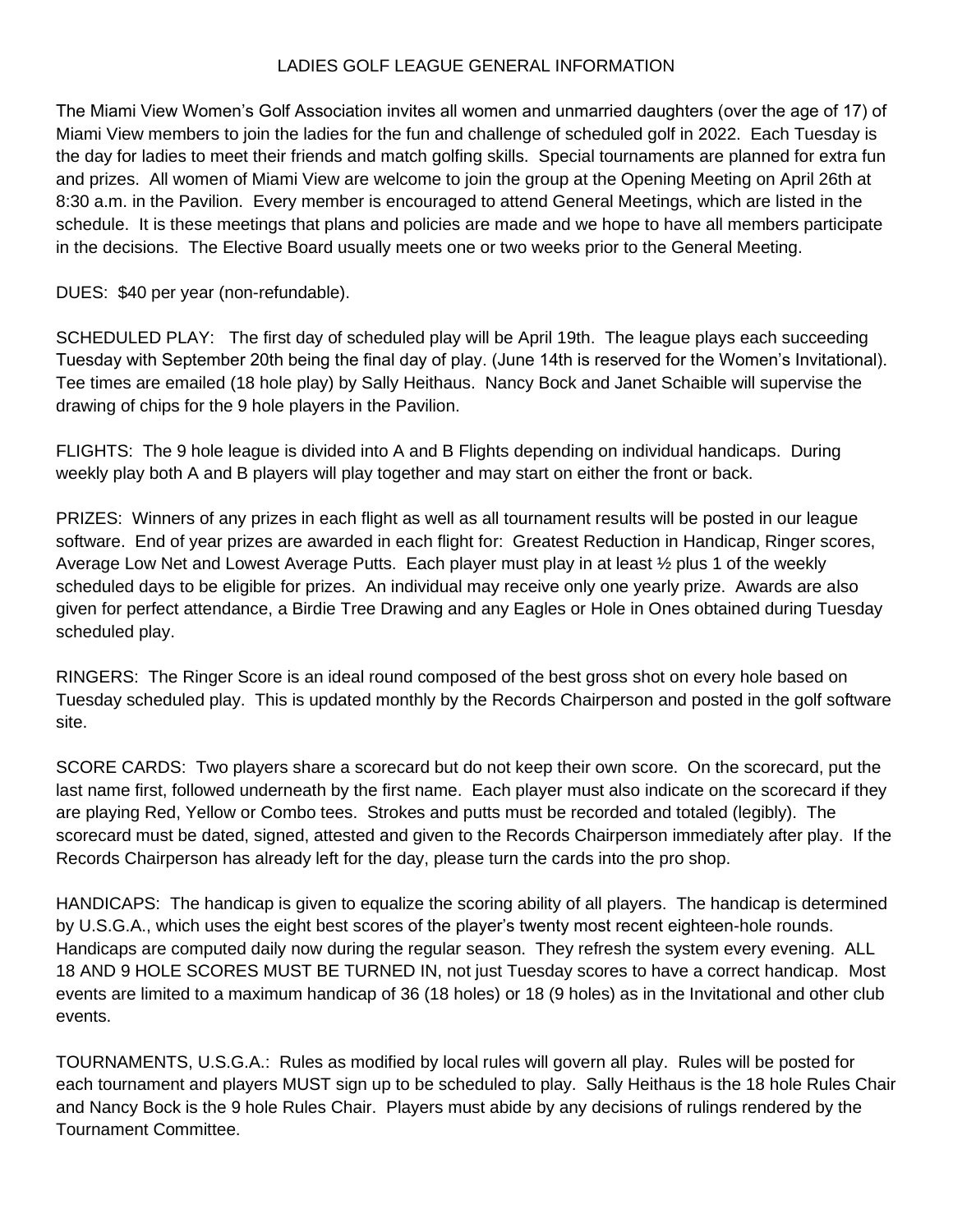# LADIES GOLF LEAGUE GENERAL INFORMATION

The Miami View Women's Golf Association invites all women and unmarried daughters (over the age of 17) of Miami View members to join the ladies for the fun and challenge of scheduled golf in 2022. Each Tuesday is the day for ladies to meet their friends and match golfing skills. Special tournaments are planned for extra fun and prizes. All women of Miami View are welcome to join the group at the Opening Meeting on April 26th at 8:30 a.m. in the Pavilion. Every member is encouraged to attend General Meetings, which are listed in the schedule. It is these meetings that plans and policies are made and we hope to have all members participate in the decisions. The Elective Board usually meets one or two weeks prior to the General Meeting.

DUES: $40 per year (non-refundable).

SCHEDULED PLAY: The first day of scheduled play will be April 19th. The league plays each succeeding Tuesday with September 20th being the final day of play. (June 14th is reserved for the Women's Invitational). Tee times are emailed (18 hole play) by Sally Heithaus. Nancy Bock and Janet Schaible will supervise the drawing of chips for the 9 hole players in the Pavilion.

FLIGHTS: The 9 hole league is divided into A and B Flights depending on individual handicaps. During weekly play both A and B players will play together and may start on either the front or back.

PRIZES: Winners of any prizes in each flight as well as all tournament results will be posted in our league software. End of year prizes are awarded in each flight for: Greatest Reduction in Handicap, Ringer scores, Average Low Net and Lowest Average Putts. Each player must play in at least ½ plus 1 of the weekly scheduled days to be eligible for prizes. An individual may receive only one yearly prize. Awards are also given for perfect attendance, a Birdie Tree Drawing and any Eagles or Hole in Ones obtained during Tuesday scheduled play.

RINGERS: The Ringer Score is an ideal round composed of the best gross shot on every hole based on Tuesday scheduled play. This is updated monthly by the Records Chairperson and posted in the golf software site.

SCORE CARDS: Two players share a scorecard but do not keep their own score. On the scorecard, put the last name first, followed underneath by the first name. Each player must also indicate on the scorecard if they are playing Red, Yellow or Combo tees. Strokes and putts must be recorded and totaled (legibly). The scorecard must be dated, signed, attested and given to the Records Chairperson immediately after play. If the Records Chairperson has already left for the day, please turn the cards into the pro shop.

HANDICAPS: The handicap is given to equalize the scoring ability of all players. The handicap is determined by U.S.G.A., which uses the eight best scores of the player's twenty most recent eighteen-hole rounds. Handicaps are computed daily now during the regular season. They refresh the system every evening. ALL 18 AND 9 HOLE SCORES MUST BE TURNED IN, not just Tuesday scores to have a correct handicap. Most events are limited to a maximum handicap of 36 (18 holes) or 18 (9 holes) as in the Invitational and other club events.

TOURNAMENTS, U.S.G.A.: Rules as modified by local rules will govern all play. Rules will be posted for each tournament and players MUST sign up to be scheduled to play. Sally Heithaus is the 18 hole Rules Chair and Nancy Bock is the 9 hole Rules Chair. Players must abide by any decisions of rulings rendered by the Tournament Committee.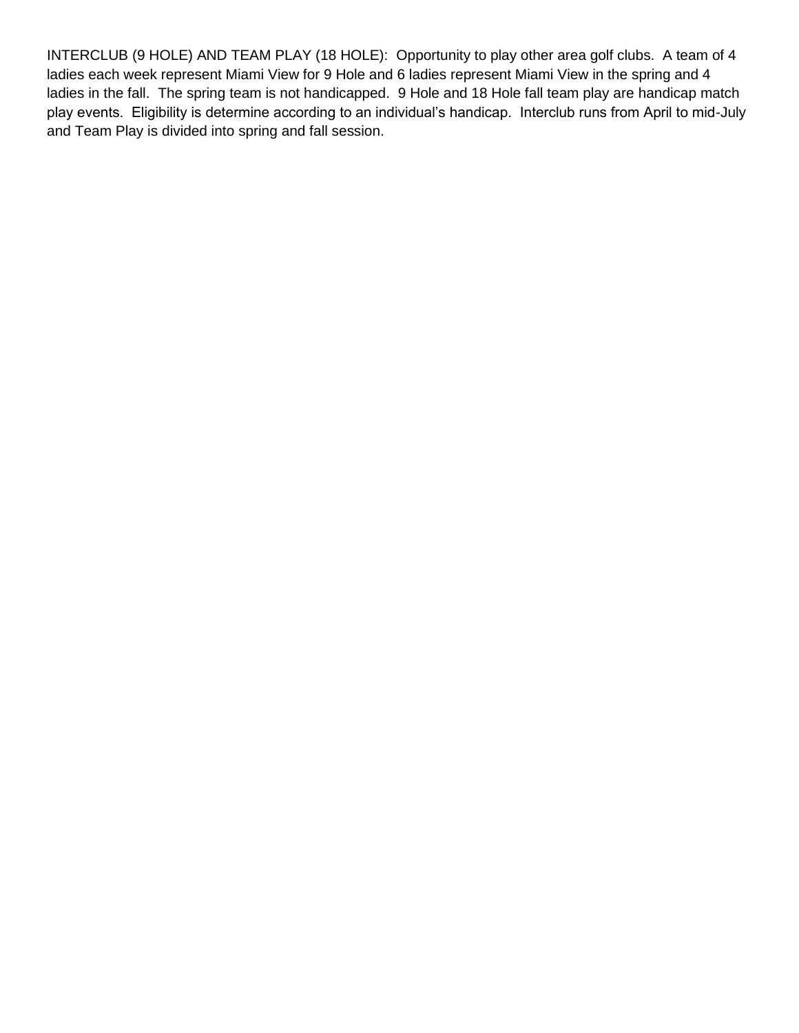INTERCLUB (9 HOLE) AND TEAM PLAY (18 HOLE): Opportunity to play other area golf clubs. A team of 4 ladies each week represent Miami View for 9 Hole and 6 ladies represent Miami View in the spring and 4 ladies in the fall. The spring team is not handicapped. 9 Hole and 18 Hole fall team play are handicap match play events. Eligibility is determine according to an individual's handicap. Interclub runs from April to mid-July and Team Play is divided into spring and fall session.